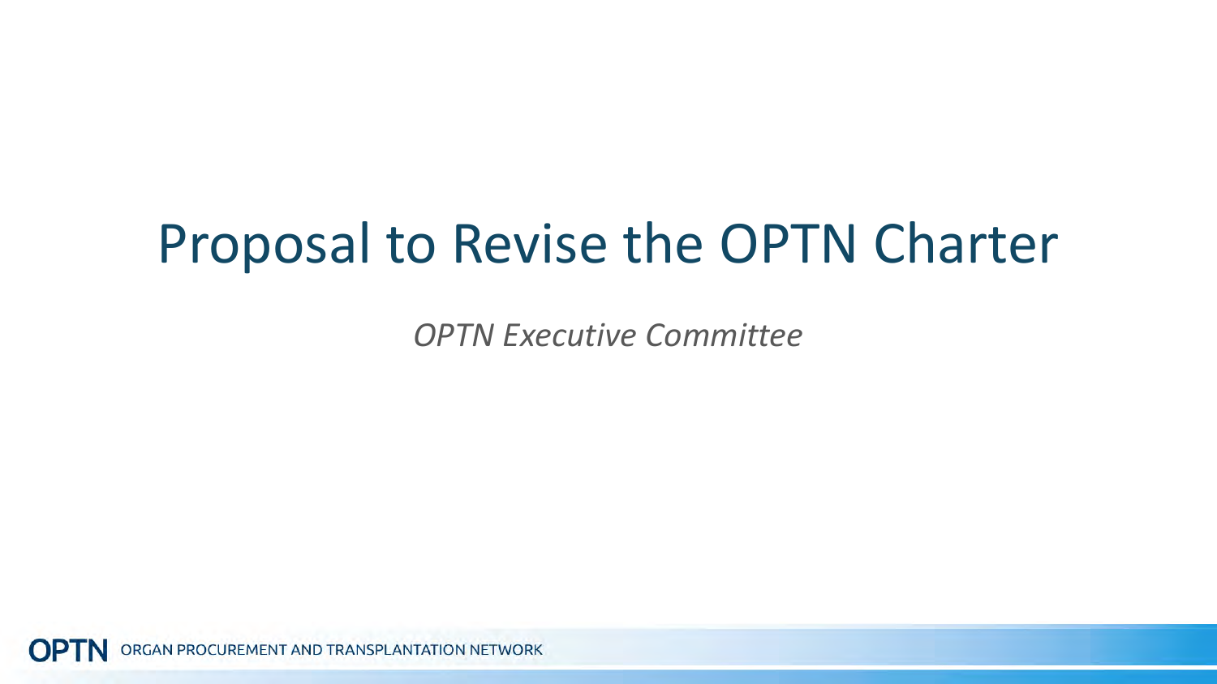# Proposal to Revise the OPTN Charter

*OPTN Executive Committee*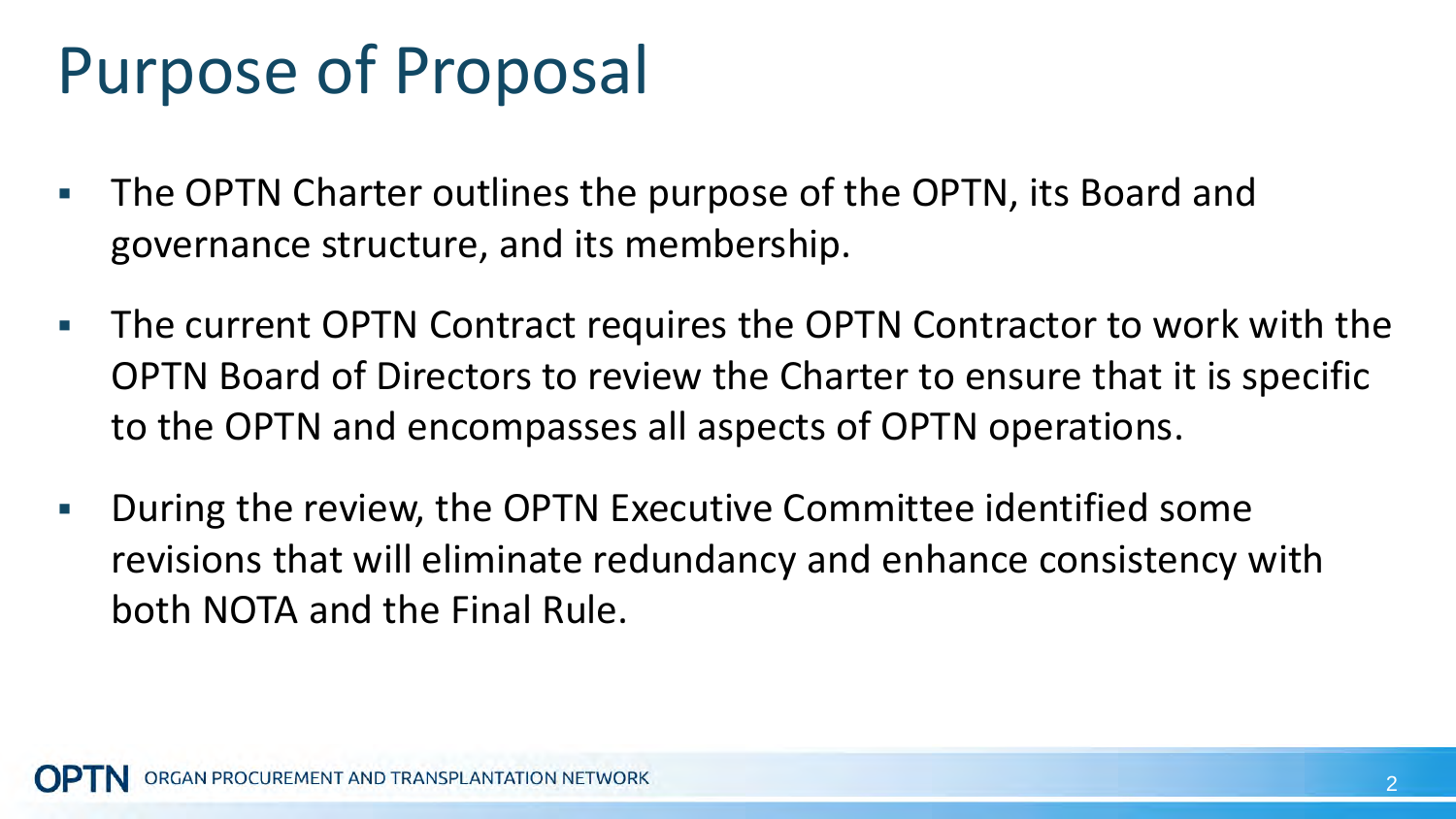# Purpose of Proposal

- The OPTN Charter outlines the purpose of the OPTN, its Board and governance structure, and its membership.
- The current OPTN Contract requires the OPTN Contractor to work with the OPTN Board of Directors to review the Charter to ensure that it is specific to the OPTN and encompasses all aspects of OPTN operations.
- During the review, the OPTN Executive Committee identified some revisions that will eliminate redundancy and enhance consistency with both NOTA and the Final Rule.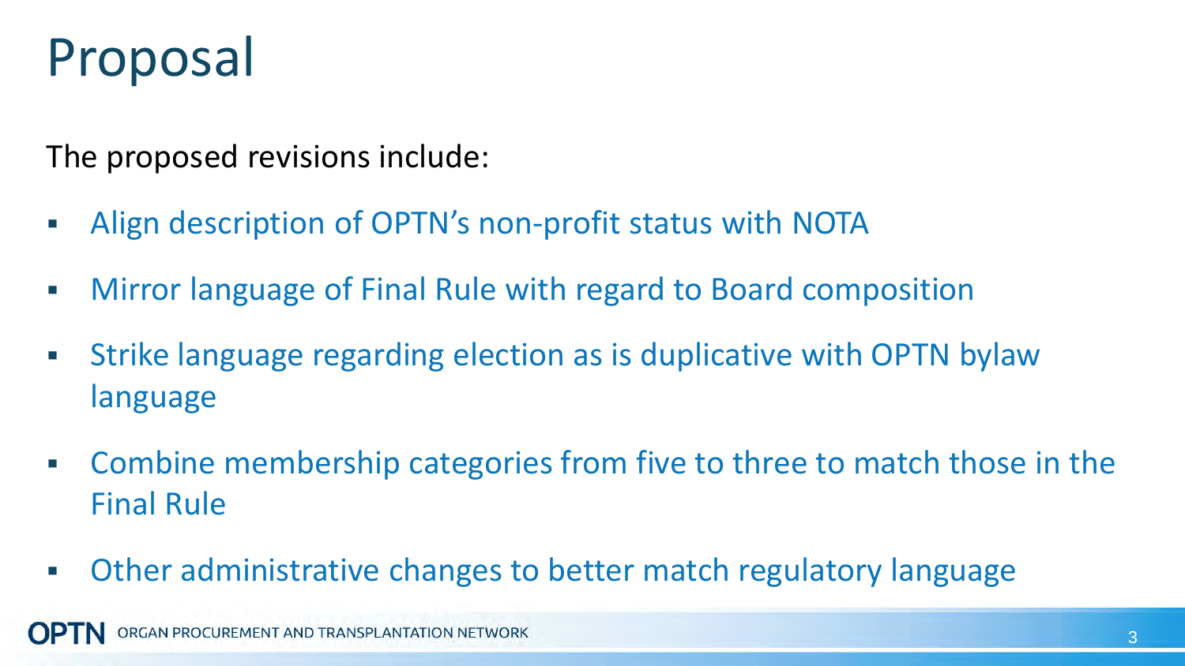# Proposal

The proposed revisions include:

- Align description of OPTN's non-profit status with NOTA
- Mirror language of Final Rule with regard to Board composition
- Strike language regarding election as is duplicative with OPTN bylaw language
- Combine membership categories from five to three to match those in the Final Rule
- Other administrative changes to better match regulatory language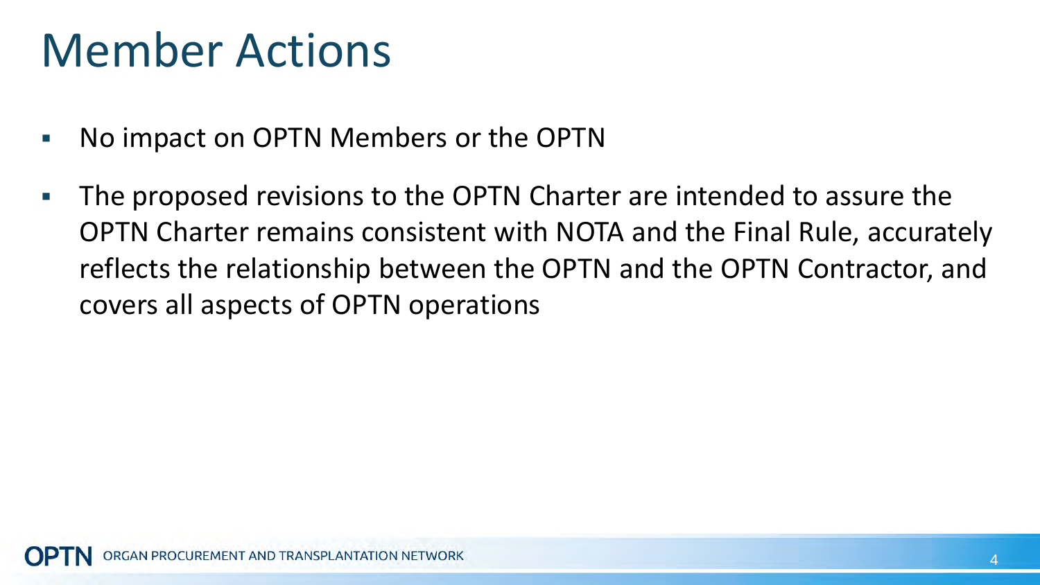# Member Actions

- No impact on OPTN Members or the OPTN
- The proposed revisions to the OPTN Charter are intended to assure the OPTN Charter remains consistent with NOTA and the Final Rule, accurately reflects the relationship between the OPTN and the OPTN Contractor, and covers all aspects of OPTN operations